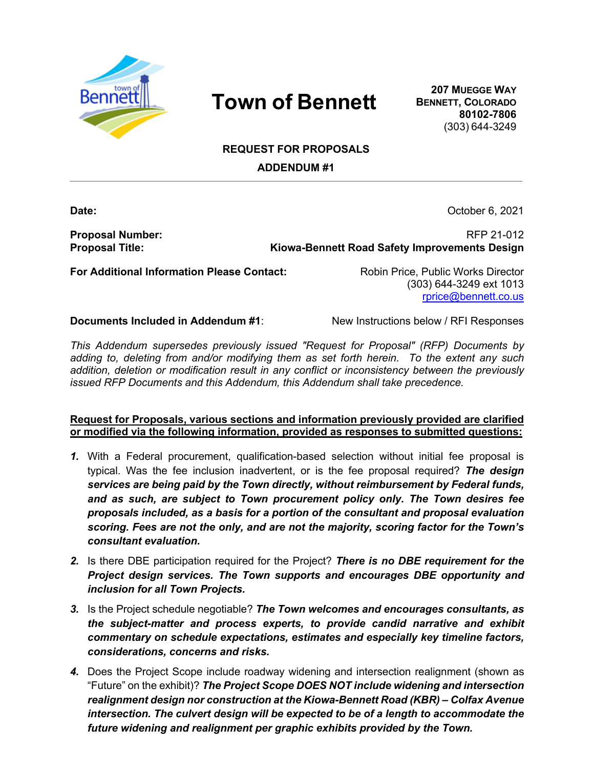# Town of Bennett

**207 Muegge Way**
**Bennett, Colorado**
**80102-7806**
(303) 644-3249

## REQUEST FOR PROPOSALS
## ADDENDUM #1

---

**Date:** October 6, 2021

**Proposal Number:** RFP 21-012
**Proposal Title:** **Kiowa-Bennett Road Safety Improvements Design**

**For Additional Information Please Contact:** Robin Price, Public Works Director
(303) 644-3249 ext 1013
rprice@bennett.co.us

**Documents Included in Addendum #1**: New Instructions below / RFI Responses

*This Addendum supersedes previously issued "Request for Proposal" (RFP) Documents by adding to, deleting from and/or modifying them as set forth herein. To the extent any such addition, deletion or modification result in any conflict or inconsistency between the previously issued RFP Documents and this Addendum, this Addendum shall take precedence.*

**Request for Proposals, various sections and information previously provided are clarified or modified via the following information, provided as responses to submitted questions:**

1. With a Federal procurement, qualification-based selection without initial fee proposal is typical. Was the fee inclusion inadvertent, or is the fee proposal required? ***The design services are being paid by the Town directly, without reimbursement by Federal funds, and as such, are subject to Town procurement policy only. The Town desires fee proposals included, as a basis for a portion of the consultant and proposal evaluation scoring. Fees are not the only, and are not the majority, scoring factor for the Town's consultant evaluation.***
2. Is there DBE participation required for the Project? ***There is no DBE requirement for the Project design services. The Town supports and encourages DBE opportunity and inclusion for all Town Projects.***
3. Is the Project schedule negotiable? ***The Town welcomes and encourages consultants, as the subject-matter and process experts, to provide candid narrative and exhibit commentary on schedule expectations, estimates and especially key timeline factors, considerations, concerns and risks.***
4. Does the Project Scope include roadway widening and intersection realignment (shown as "Future" on the exhibit)? ***The Project Scope DOES NOT include widening and intersection realignment design nor construction at the Kiowa-Bennett Road (KBR) – Colfax Avenue intersection. The culvert design will be expected to be of a length to accommodate the future widening and realignment per graphic exhibits provided by the Town.***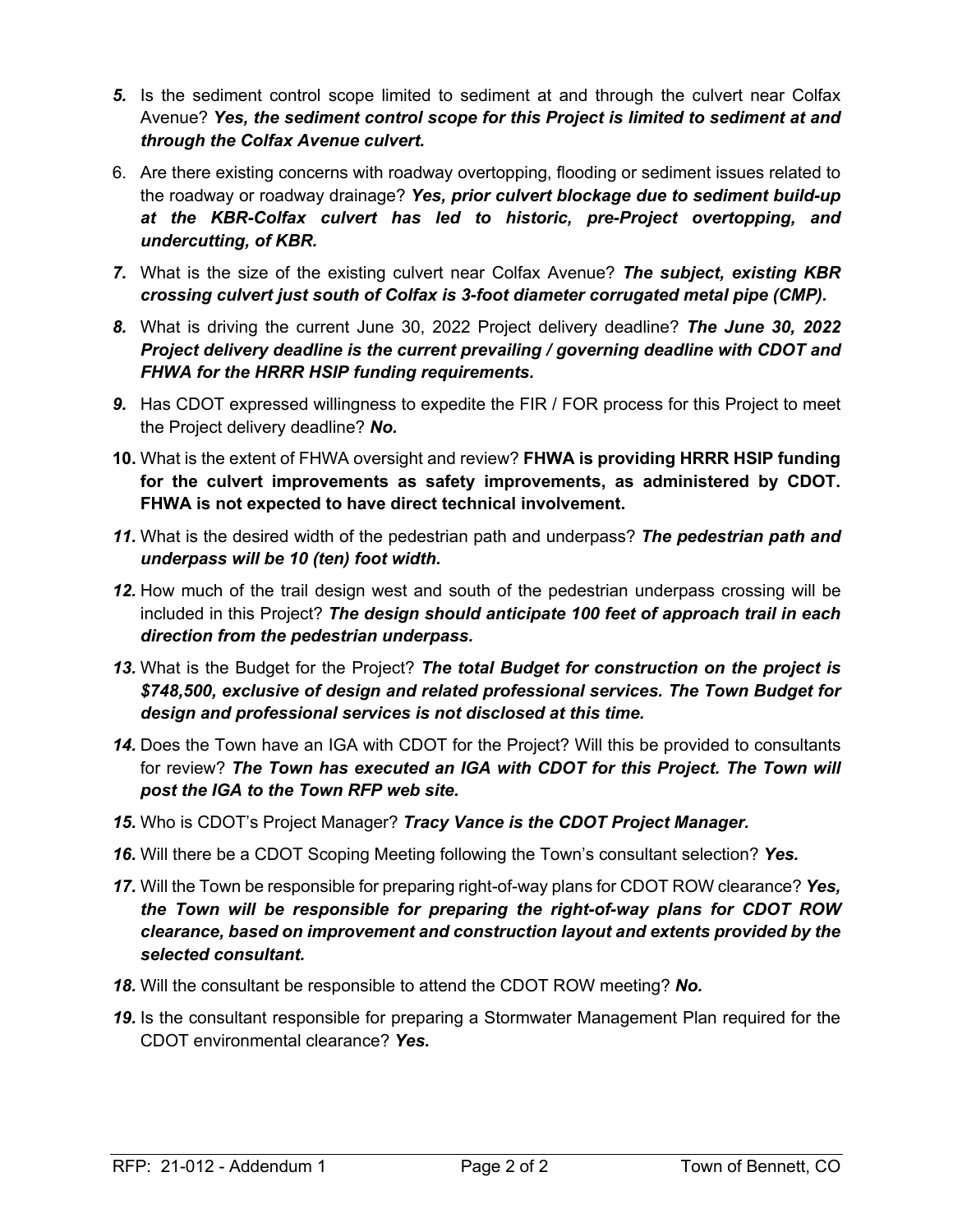***5.*** Is the sediment control scope limited to sediment at and through the culvert near Colfax Avenue? ***Yes, the sediment control scope for this Project is limited to sediment at and through the Colfax Avenue culvert.***

6. Are there existing concerns with roadway overtopping, flooding or sediment issues related to the roadway or roadway drainage? ***Yes, prior culvert blockage due to sediment build-up at the KBR-Colfax culvert has led to historic, pre-Project overtopping, and undercutting, of KBR.***

***7.*** What is the size of the existing culvert near Colfax Avenue? ***The subject, existing KBR crossing culvert just south of Colfax is 3-foot diameter corrugated metal pipe (CMP).***

***8.*** What is driving the current June 30, 2022 Project delivery deadline? ***The June 30, 2022 Project delivery deadline is the current prevailing / governing deadline with CDOT and FHWA for the HRRR HSIP funding requirements.***

***9.*** Has CDOT expressed willingness to expedite the FIR / FOR process for this Project to meet the Project delivery deadline? ***No.***

**10.** What is the extent of FHWA oversight and review? **FHWA is providing HRRR HSIP funding for the culvert improvements as safety improvements, as administered by CDOT. FHWA is not expected to have direct technical involvement.**

***11.*** What is the desired width of the pedestrian path and underpass? ***The pedestrian path and underpass will be 10 (ten) foot width.***

***12.*** How much of the trail design west and south of the pedestrian underpass crossing will be included in this Project? ***The design should anticipate 100 feet of approach trail in each direction from the pedestrian underpass.***

***13.*** What is the Budget for the Project? ***The total Budget for construction on the project is $748,500, exclusive of design and related professional services. The Town Budget for design and professional services is not disclosed at this time.***

***14.*** Does the Town have an IGA with CDOT for the Project? Will this be provided to consultants for review? ***The Town has executed an IGA with CDOT for this Project. The Town will post the IGA to the Town RFP web site.***

***15.*** Who is CDOT's Project Manager? ***Tracy Vance is the CDOT Project Manager.***

***16.*** Will there be a CDOT Scoping Meeting following the Town's consultant selection? ***Yes.***

***17.*** Will the Town be responsible for preparing right-of-way plans for CDOT ROW clearance? ***Yes, the Town will be responsible for preparing the right-of-way plans for CDOT ROW clearance, based on improvement and construction layout and extents provided by the selected consultant.***

***18.*** Will the consultant be responsible to attend the CDOT ROW meeting? ***No.***

***19.*** Is the consultant responsible for preparing a Stormwater Management Plan required for the CDOT environmental clearance? ***Yes.***